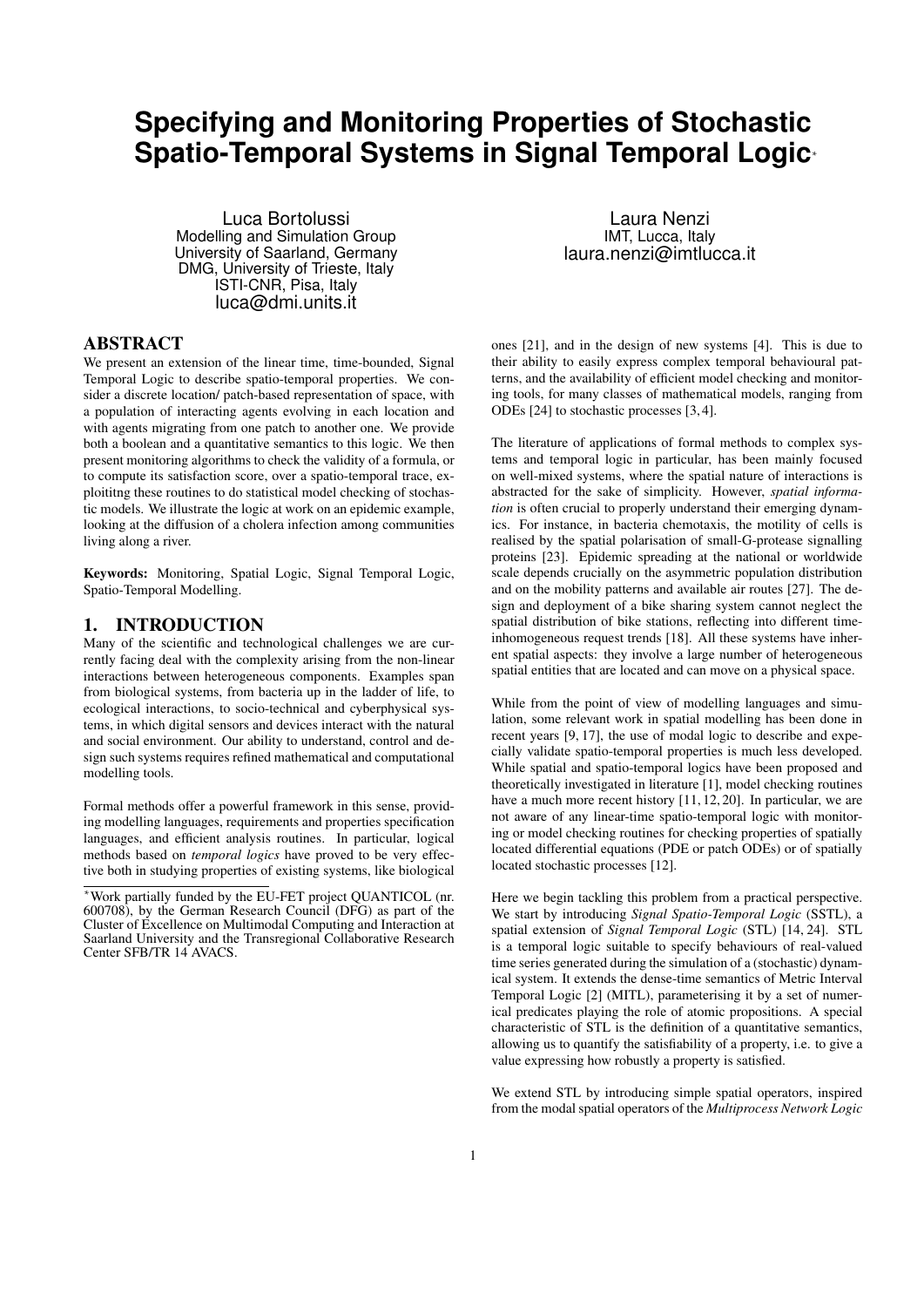# Specifying and Monitoring Properties of Stochastic Spatio-Temporal Systems in Signal Temporal Logic*

Luca Bortolussi
Modelling and Simulation Group
University of Saarland, Germany
DMG, University of Trieste, Italy
ISTI-CNR, Pisa, Italy
luca@dmi.units.it

Laura Nenzi
IMT, Lucca, Italy
laura.nenzi@imtlucca.it

## ABSTRACT

We present an extension of the linear time, time-bounded, Signal Temporal Logic to describe spatio-temporal properties. We consider a discrete location/ patch-based representation of space, with a population of interacting agents evolving in each location and with agents migrating from one patch to another one. We provide both a boolean and a quantitative semantics to this logic. We then present monitoring algorithms to check the validity of a formula, or to compute its satisfaction score, over a spatio-temporal trace, exploititng these routines to do statistical model checking of stochastic models. We illustrate the logic at work on an epidemic example, looking at the diffusion of a cholera infection among communities living along a river.

**Keywords:** Monitoring, Spatial Logic, Signal Temporal Logic, Spatio-Temporal Modelling.

## 1. INTRODUCTION

Many of the scientific and technological challenges we are currently facing deal with the complexity arising from the non-linear interactions between heterogeneous components. Examples span from biological systems, from bacteria up in the ladder of life, to ecological interactions, to socio-technical and cyberphysical systems, in which digital sensors and devices interact with the natural and social environment. Our ability to understand, control and design such systems requires refined mathematical and computational modelling tools.

Formal methods offer a powerful framework in this sense, providing modelling languages, requirements and properties specification languages, and efficient analysis routines. In particular, logical methods based on *temporal logics* have proved to be very effective both in studying properties of existing systems, like biological ones [21], and in the design of new systems [4]. This is due to their ability to easily express complex temporal behavioural patterns, and the availability of efficient model checking and monitoring tools, for many classes of mathematical models, ranging from ODEs [24] to stochastic processes [3, 4].

The literature of applications of formal methods to complex systems and temporal logic in particular, has been mainly focused on well-mixed systems, where the spatial nature of interactions is abstracted for the sake of simplicity. However, *spatial information* is often crucial to properly understand their emerging dynamics. For instance, in bacteria chemotaxis, the motility of cells is realised by the spatial polarisation of small-G-protease signalling proteins [23]. Epidemic spreading at the national or worldwide scale depends crucially on the asymmetric population distribution and on the mobility patterns and available air routes [27]. The design and deployment of a bike sharing system cannot neglect the spatial distribution of bike stations, reflecting into different time-inhomogeneous request trends [18]. All these systems have inherent spatial aspects: they involve a large number of heterogeneous spatial entities that are located and can move on a physical space.

While from the point of view of modelling languages and simulation, some relevant work in spatial modelling has been done in recent years [9, 17], the use of modal logic to describe and especially validate spatio-temporal properties is much less developed. While spatial and spatio-temporal logics have been proposed and theoretically investigated in literature [1], model checking routines have a much more recent history [11, 12, 20]. In particular, we are not aware of any linear-time spatio-temporal logic with monitoring or model checking routines for checking properties of spatially located differential equations (PDE or patch ODEs) or of spatially located stochastic processes [12].

Here we begin tackling this problem from a practical perspective. We start by introducing *Signal Spatio-Temporal Logic* (SSTL), a spatial extension of *Signal Temporal Logic* (STL) [14, 24]. STL is a temporal logic suitable to specify behaviours of real-valued time series generated during the simulation of a (stochastic) dynamical system. It extends the dense-time semantics of Metric Interval Temporal Logic [2] (MITL), parameterising it by a set of numerical predicates playing the role of atomic propositions. A special characteristic of STL is the definition of a quantitative semantics, allowing us to quantify the satisfiability of a property, i.e. to give a value expressing how robustly a property is satisfied.

We extend STL by introducing simple spatial operators, inspired from the modal spatial operators of the *Multiprocess Network Logic*

*Work partially funded by the EU-FET project QUANTICOL (nr. 600708), by the German Research Council (DFG) as part of the Cluster of Excellence on Multimodal Computing and Interaction at Saarland University and the Transregional Collaborative Research Center SFB/TR 14 AVACS.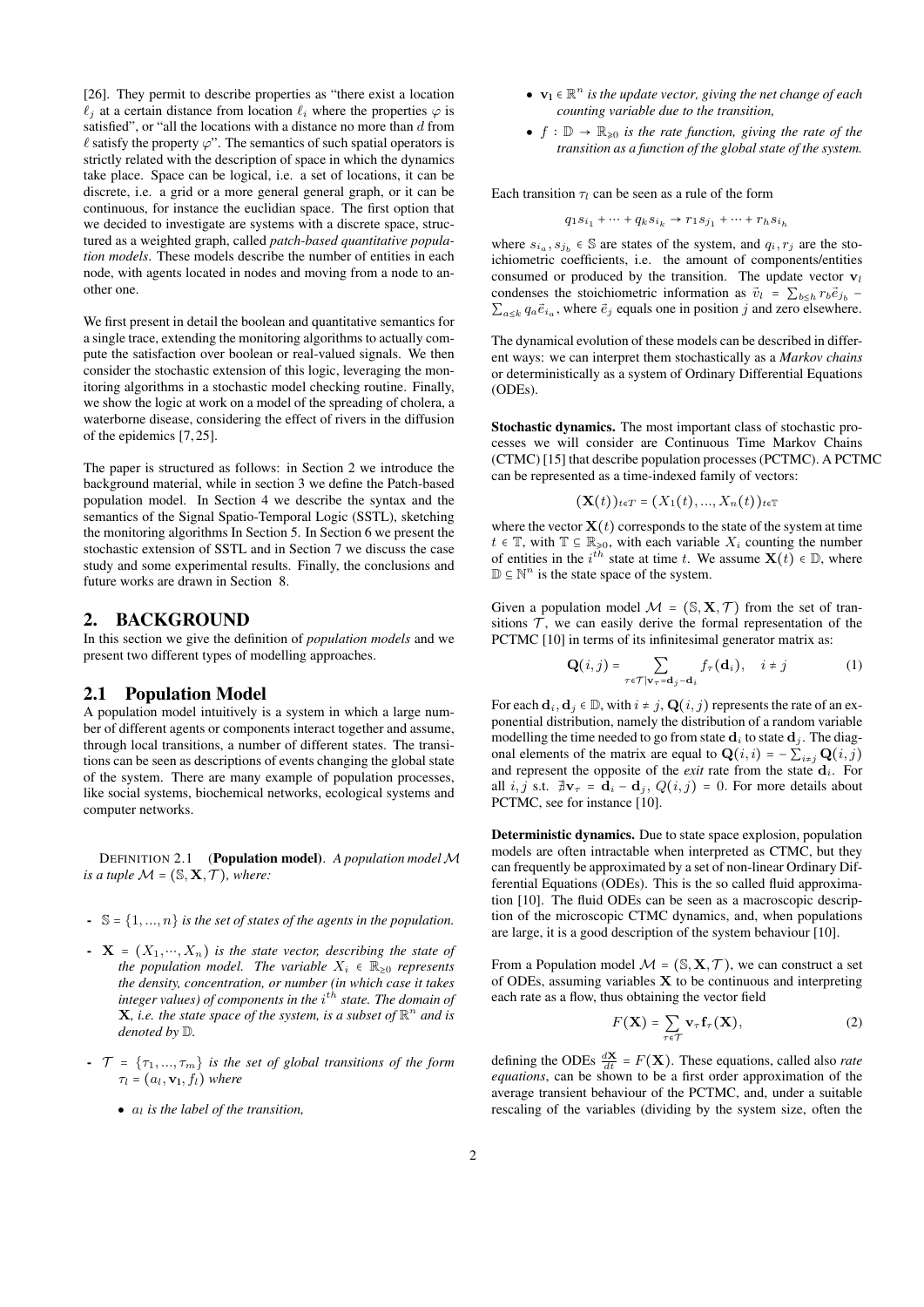[26]. They permit to describe properties as "there exist a location $\ell_j$ at a certain distance from location $\ell_i$ where the properties $\varphi$ is satisfied", or "all the locations with a distance no more than $d$ from $\ell$ satisfy the property $\varphi$". The semantics of such spatial operators is strictly related with the description of space in which the dynamics take place. Space can be logical, i.e. a set of locations, it can be discrete, i.e. a grid or a more general general graph, or it can be continuous, for instance the euclidian space. The first option that we decided to investigate are systems with a discrete space, structured as a weighted graph, called *patch-based quantitative population models*. These models describe the number of entities in each node, with agents located in nodes and moving from a node to another one.

We first present in detail the boolean and quantitative semantics for a single trace, extending the monitoring algorithms to actually compute the satisfaction over boolean or real-valued signals. We then consider the stochastic extension of this logic, leveraging the monitoring algorithms in a stochastic model checking routine. Finally, we show the logic at work on a model of the spreading of cholera, a waterborne disease, considering the effect of rivers in the diffusion of the epidemics [7, 25].

The paper is structured as follows: in Section 2 we introduce the background material, while in section 3 we define the Patch-based population model. In Section 4 we describe the syntax and the semantics of the Signal Spatio-Temporal Logic (SSTL), sketching the monitoring algorithms In Section 5. In Section 6 we present the stochastic extension of SSTL and in Section 7 we discuss the case study and some experimental results. Finally, the conclusions and future works are drawn in Section 8.

## 2. BACKGROUND

In this section we give the definition of *population models* and we present two different types of modelling approaches.

### 2.1 Population Model

A population model intuitively is a system in which a large number of different agents or components interact together and assume, through local transitions, a number of different states. The transitions can be seen as descriptions of events changing the global state of the system. There are many example of population processes, like social systems, biochemical networks, ecological systems and computer networks.

DEFINITION 2.1 (**Population model**). *A population model $\mathcal{M}$ is a tuple $\mathcal{M} = (\mathbb{S}, \mathbf{X}, \mathcal{T})$, where:*

- $\mathbb{S} = \{1, ..., n\}$ *is the set of states of the agents in the population.*
- $\mathbf{X} = (X_1, \cdots, X_n)$ *is the state vector, describing the state of the population model. The variable $X_i \in \mathbb{R}_{\geq 0}$ represents the density, concentration, or number (in which case it takes integer values) of components in the $i^{th}$ state. The domain of $\mathbf{X}$, i.e. the state space of the system, is a subset of $\mathbb{R}^n$ and is denoted by $\mathbb{D}$.*
- $\mathcal{T} = \{\tau_1, ..., \tau_m\}$ *is the set of global transitions of the form $\tau_l = (a_l, \mathbf{v}_1, f_l)$ where*
  - $a_l$ *is the label of the transition,*
  - $\mathbf{v}_1 \in \mathbb{R}^n$ *is the update vector, giving the net change of each counting variable due to the transition,*
  - $f : \mathbb{D} \to \mathbb{R}_{\geq 0}$ *is the rate function, giving the rate of the transition as a function of the global state of the system.*

Each transition $\tau_l$ can be seen as a rule of the form

$$q_1 s_{i_1} + \cdots + q_k s_{i_k} \to r_1 s_{j_1} + \cdots + r_h s_{i_h}$$

where $s_{i_a}, s_{j_b} \in \mathbb{S}$ are states of the system, and $q_i, r_j$ are the stoichiometric coefficients, i.e. the amount of components/entities consumed or produced by the transition. The update vector $\mathbf{v}_l$ condenses the stoichiometric information as $\vec{v}_l = \sum_{b \leq h} r_b \vec{e}_{j_b} - \sum_{a \leq k} q_a \vec{e}_{i_a}$, where $\vec{e}_j$ equals one in position $j$ and zero elsewhere.

The dynamical evolution of these models can be described in different ways: we can interpret them stochastically as a *Markov chains* or deterministically as a system of Ordinary Differential Equations (ODEs).

**Stochastic dynamics.** The most important class of stochastic processes we will consider are Continuous Time Markov Chains (CTMC) [15] that describe population processes (PCTMC). A PCTMC can be represented as a time-indexed family of vectors:

$$(\mathbf{X}(t))_{t \in T} = (X_1(t), ..., X_n(t))_{t \in \mathbb{T}}$$

where the vector $\mathbf{X}(t)$ corresponds to the state of the system at time $t \in \mathbb{T}$, with $\mathbb{T} \subseteq \mathbb{R}_{\geq 0}$, with each variable $X_i$ counting the number of entities in the $i^{th}$ state at time $t$. We assume $\mathbf{X}(t) \in \mathbb{D}$, where $\mathbb{D} \subseteq \mathbb{N}^n$ is the state space of the system.

Given a population model $\mathcal{M} = (\mathbb{S}, \mathbf{X}, \mathcal{T})$ from the set of transitions $\mathcal{T}$, we can easily derive the formal representation of the PCTMC [10] in terms of its infinitesimal generator matrix as:

$$\mathbf{Q}(i,j) = \sum_{\tau \in \mathcal{T} | \mathbf{v}_\tau = \mathbf{d}_j - \mathbf{d}_i} f_\tau(\mathbf{d}_i), \quad i \neq j \tag{1}$$

For each $\mathbf{d}_i, \mathbf{d}_j \in \mathbb{D}$, with $i \neq j$, $\mathbf{Q}(i,j)$ represents the rate of an exponential distribution, namely the distribution of a random variable modelling the time needed to go from state $\mathbf{d}_i$ to state $\mathbf{d}_j$. The diagonal elements of the matrix are equal to $\mathbf{Q}(i,i) = -\sum_{i \neq j} \mathbf{Q}(i,j)$ and represent the opposite of the *exit* rate from the state $\mathbf{d}_i$. For all $i, j$ s.t. $\nexists \mathbf{v}_\tau = \mathbf{d}_i - \mathbf{d}_j$, $Q(i,j) = 0$. For more details about PCTMC, see for instance [10].

**Deterministic dynamics.** Due to state space explosion, population models are often intractable when interpreted as CTMC, but they can frequently be approximated by a set of non-linear Ordinary Differential Equations (ODEs). This is the so called fluid approximation [10]. The fluid ODEs can be seen as a macroscopic description of the microscopic CTMC dynamics, and, when populations are large, it is a good description of the system behaviour [10].

From a Population model $\mathcal{M} = (\mathbb{S}, \mathbf{X}, \mathcal{T})$, we can construct a set of ODEs, assuming variables $\mathbf{X}$ to be continuous and interpreting each rate as a flow, thus obtaining the vector field

$$F(\mathbf{X}) = \sum_{\tau \in \mathcal{T}} \mathbf{v}_\tau \mathbf{f}_\tau(\mathbf{X}), \tag{2}$$

defining the ODEs $\frac{d\mathbf{X}}{dt} = F(\mathbf{X})$. These equations, called also *rate equations*, can be shown to be a first order approximation of the average transient behaviour of the PCTMC, and, under a suitable rescaling of the variables (dividing by the system size, often the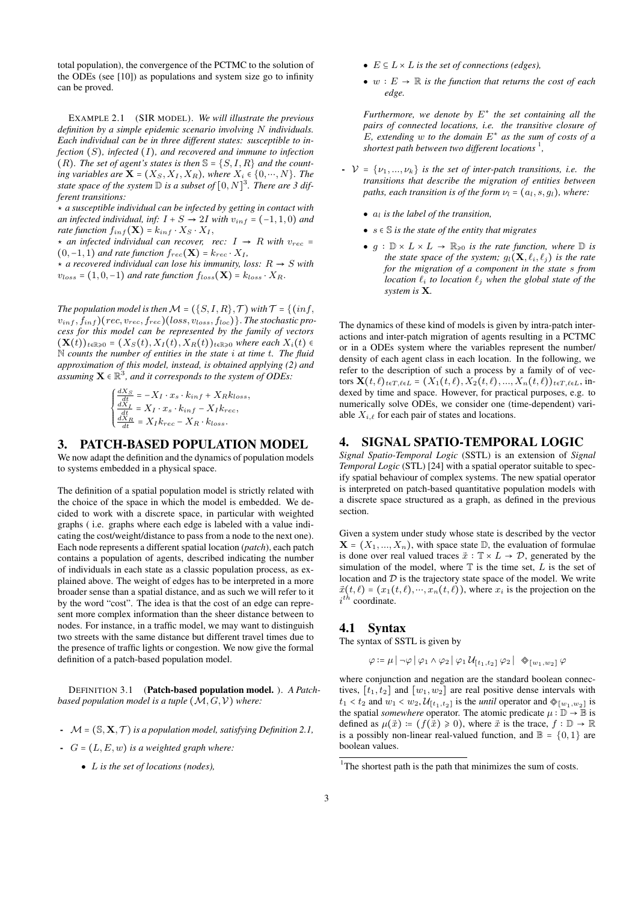total population), the convergence of the PCTMC to the solution of the ODEs (see [10]) as populations and system size go to infinity can be proved.

EXAMPLE 2.1 (SIR MODEL). *We will illustrate the previous definition by a simple epidemic scenario involving $N$ individuals. Each individual can be in three different states: susceptible to infection ($S$), infected ($I$), and recovered and immune to infection ($R$). The set of agent's states is then $\mathbb{S} = \{S, I, R\}$ and the counting variables are $\mathbf{X} = (X_S, X_I, X_R)$, where $X_i \in \{0, \cdots, N\}$. The state space of the system $\mathbb{D}$ is a subset of $[0, N]^3$. There are 3 different transitions:*

$\star$ *a susceptible individual can be infected by getting in contact with an infected individual, inf: $I + S \rightarrow 2I$ with $v_{inf} = (-1, 1, 0)$ and rate function $f_{inf}(\mathbf{X}) = k_{inf} \cdot X_S \cdot X_I$,*

$\star$ *an infected individual can recover, rec: $I \rightarrow R$ with $v_{rec} = (0, -1, 1)$ and rate function $f_{rec}(\mathbf{X}) = k_{rec} \cdot X_I$,*

$\star$ *a recovered individual can lose his immunity, loss: $R \rightarrow S$ with $v_{loss} = (1, 0, -1)$ and rate function $f_{loss}(\mathbf{X}) = k_{loss} \cdot X_R$.*

*The population model is then $\mathcal{M} = (\{S, I, R\}, \mathcal{T})$ with $\mathcal{T} = \{(inf, v_{inf}, f_{inf})(rec, v_{rec}, f_{rec})(loss, v_{loss}, f_{loc})\}$. The stochastic process for this model can be represented by the family of vectors $(\mathbf{X}(t))_{t \in \mathbb{R}_{\geqslant 0}} = (X_S(t), X_I(t), X_R(t))_{t \in \mathbb{R}_{\geqslant 0}}$ where each $X_i(t) \in \mathbb{N}$ counts the number of entities in the state $i$ at time $t$. The fluid approximation of this model, instead, is obtained applying (2) and assuming $\mathbf{X} \in \mathbb{R}^3$, and it corresponds to the system of ODEs:*

$$
\begin{cases}
\frac{dX_S}{dt} = -X_I \cdot x_s \cdot k_{inf} + X_R k_{loss}, \\
\frac{dX_I}{dt} = X_I \cdot x_s \cdot k_{inf} - X_I k_{rec}, \\
\frac{dX_R}{dt} = X_I k_{rec} - X_R \cdot k_{loss}.
\end{cases}
$$

## 3. PATCH-BASED POPULATION MODEL

We now adapt the definition and the dynamics of population models to systems embedded in a physical space.

The definition of a spatial population model is strictly related with the choice of the space in which the model is embedded. We decided to work with a discrete space, in particular with weighted graphs ( i.e. graphs where each edge is labeled with a value indicating the cost/weight/distance to pass from a node to the next one). Each node represents a different spatial location (*patch*), each patch contains a population of agents, described indicating the number of individuals in each state as a classic population process, as explained above. The weight of edges has to be interpreted in a more broader sense than a spatial distance, and as such we will refer to it by the word "cost". The idea is that the cost of an edge can represent more complex information than the sheer distance between to nodes. For instance, in a traffic model, we may want to distinguish two streets with the same distance but different travel times due to the presence of traffic lights or congestion. We now give the formal definition of a patch-based population model.

DEFINITION 3.1 (**Patch-based population model.** ). *A Patch-based population model is a tuple $(\mathcal{M}, G, \mathcal{V})$ where:*

- *$\mathcal{M} = (\mathbb{S}, \mathbf{X}, \mathcal{T})$ is a population model, satisfying Definition 2.1,*
- *$G = (L, E, w)$ is a weighted graph where:*
  - *$L$ is the set of locations (nodes),*
  - *$E \subseteq L \times L$ is the set of connections (edges),*
  - *$w : E \rightarrow \mathbb{R}$ is the function that returns the cost of each edge.*

  *Furthermore, we denote by $E^*$ the set containing all the pairs of connected locations, i.e. the transitive closure of $E$, extending $w$ to the domain $E^*$ as the sum of costs of a shortest path between two different locations [1],*
- *$\mathcal{V} = \{\nu_1, ..., \nu_k\}$ is the set of inter-patch transitions, i.e. the transitions that describe the migration of entities between paths, each transition is of the form $\nu_l = (a_l, s, g_l)$, where:*
  - *$a_l$ is the label of the transition,*
  - *$s \in \mathbb{S}$ is the state of the entity that migrates*
  - *$g : \mathbb{D} \times L \times L \rightarrow \mathbb{R}_{\geqslant 0}$ is the rate function, where $\mathbb{D}$ is the state space of the system; $g_l(\mathbf{X}, \ell_i, \ell_j)$ is the rate for the migration of a component in the state $s$ from location $\ell_i$ to location $\ell_j$ when the global state of the system is $\mathbf{X}$.*

The dynamics of these kind of models is given by intra-patch interactions and inter-patch migration of agents resulting in a PCTMC or in a ODEs system where the variables represent the number/ density of each agent class in each location. In the following, we refer to the description of such a process by a family of of vectors $\mathbf{X}(t, \ell)_{t \in T, \ell \in L} = (X_1(t, \ell), X_2(t, \ell), ..., X_n(t, \ell))_{t \in T, \ell \in L}$, indexed by time and space. However, for practical purposes, e.g. to numerically solve ODEs, we consider one (time-dependent) variable $X_{i,\ell}$ for each pair of states and locations.

## 4. SIGNAL SPATIO-TEMPORAL LOGIC

*Signal Spatio-Temporal Logic* (SSTL) is an extension of *Signal Temporal Logic* (STL) [24] with a spatial operator suitable to specify spatial behaviour of complex systems. The new spatial operator is interpreted on patch-based quantitative population models with a discrete space structured as a graph, as defined in the previous section.

Given a system under study whose state is described by the vector $\mathbf{X} = (X_1, ..., X_n)$, with space state $\mathbb{D}$, the evaluation of formulae is done over real valued traces $\vec{x} : \mathbb{T} \times L \rightarrow \mathcal{D}$, generated by the simulation of the model, where $\mathbb{T}$ is the time set, $L$ is the set of location and $\mathcal{D}$ is the trajectory state space of the model. We write $\vec{x}(t, \ell) = (x_1(t, \ell), \cdots, x_n(t, \ell))$, where $x_i$ is the projection on the $i^{th}$ coordinate.

### 4.1 Syntax

The syntax of SSTL is given by

$$\varphi := \mu \mid \neg\varphi \mid \varphi_1 \wedge \varphi_2 \mid \varphi_1 \, \mathcal{U}_{[t_1, t_2]} \, \varphi_2 \mid \; \diamondsuit_{[w_1, w_2]} \, \varphi$$

where conjunction and negation are the standard boolean connectives, $[t_1, t_2]$ and $[w_1, w_2]$ are real positive dense intervals with $t_1 < t_2$ and $w_1 < w_2$, $\mathcal{U}_{[t_1, t_2]}$ is the *until* operator and $\diamondsuit_{[w_1, w_2]}$ is the spatial *somewhere* operator. The atomic predicate $\mu : \mathbb{D} \rightarrow \mathbb{B}$ is defined as $\mu(\vec{x}) := (f(\vec{x}) \geqslant 0)$, where $\vec{x}$ is the trace, $f : \mathbb{D} \rightarrow \mathbb{R}$ is a possibly non-linear real-valued function, and $\mathbb{B} = \{0, 1\}$ are boolean values.

[1] The shortest path is the path that minimizes the sum of costs.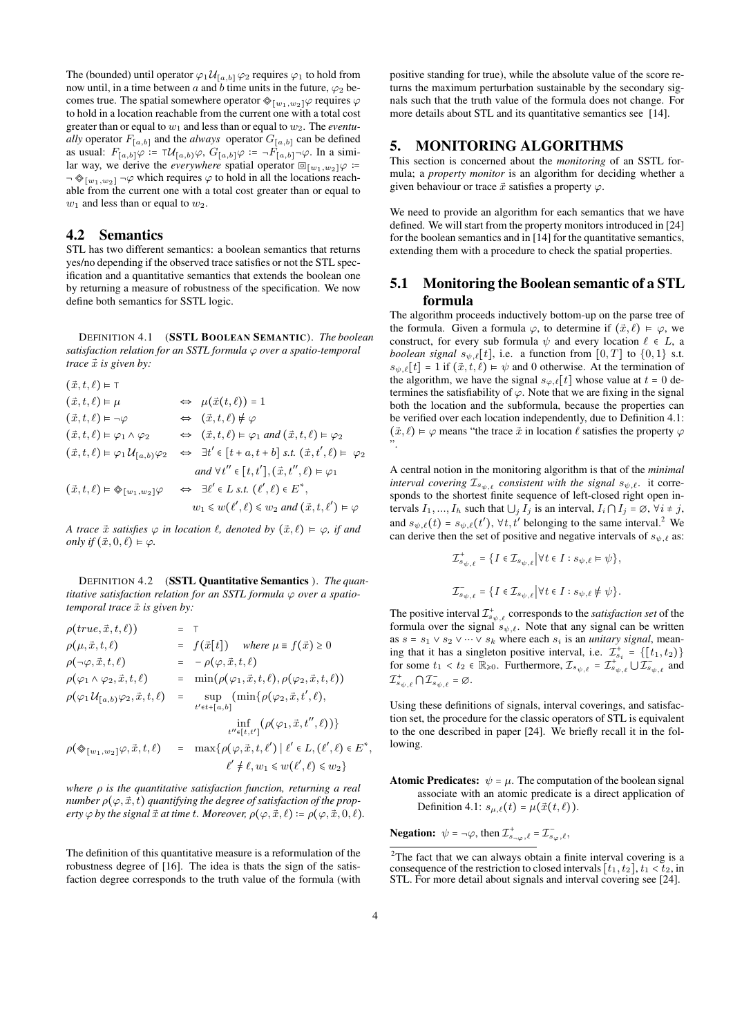The (bounded) until operator $\varphi_1 \mathcal{U}_{[a,b]} \varphi_2$ requires $\varphi_1$ to hold from now until, in a time between $a$ and $b$ time units in the future, $\varphi_2$ becomes true. The spatial somewhere operator $\diamondsuit_{[w_1,w_2]}\varphi$ requires $\varphi$ to hold in a location reachable from the current one with a total cost greater than or equal to $w_1$ and less than or equal to $w_2$. The *eventually* operator $F_{[a,b]}$ and the *always* operator $G_{[a,b]}$ can be defined as usual: $F_{[a,b]}\varphi := \top \mathcal{U}_{[a,b)}\varphi$, $G_{[a,b]}\varphi := \neg F_{[a,b]}\neg\varphi$. In a similar way, we derive the *everywhere* spatial operator $\boxdot_{[w_1,w_2]}\varphi := \neg \diamondsuit_{[w_1,w_2]} \neg\varphi$ which requires $\varphi$ to hold in all the locations reachable from the current one with a total cost greater than or equal to $w_1$ and less than or equal to $w_2$.

## 4.2 Semantics

STL has two different semantics: a boolean semantics that returns yes/no depending if the observed trace satisfies or not the STL specification and a quantitative semantics that extends the boolean one by returning a measure of robustness of the specification. We now define both semantics for SSTL logic.

Definition 4.1 (**SSTL Boolean Semantic**). *The boolean satisfaction relation for an SSTL formula $\varphi$ over a spatio-temporal trace $\vec{x}$ is given by:*

$$
\begin{array}{lcl}
(\vec{x}, t, \ell) \models \top & & \\
(\vec{x}, t, \ell) \models \mu & \Leftrightarrow & \mu(\vec{x}(t, \ell)) = 1 \\
(\vec{x}, t, \ell) \models \neg\varphi & \Leftrightarrow & (\vec{x}, t, \ell) \not\models \varphi \\
(\vec{x}, t, \ell) \models \varphi_1 \wedge \varphi_2 & \Leftrightarrow & (\vec{x}, t, \ell) \models \varphi_1 \text{ and } (\vec{x}, t, \ell) \models \varphi_2 \\
(\vec{x}, t, \ell) \models \varphi_1 \mathcal{U}_{[a,b)} \varphi_2 & \Leftrightarrow & \exists t' \in [t+a, t+b] \text{ s.t. } (\vec{x}, t', \ell) \models \varphi_2 \\
& & \text{and } \forall t'' \in [t, t'], (\vec{x}, t'', \ell) \models \varphi_1 \\
(\vec{x}, t, \ell) \models \diamondsuit_{[w_1,w_2]}\varphi & \Leftrightarrow & \exists \ell' \in L \text{ s.t. } (\ell', \ell) \in E^*, \\
& & w_1 \leqslant w(\ell', \ell) \leqslant w_2 \text{ and } (\vec{x}, t, \ell') \models \varphi
\end{array}
$$

*A trace $\vec{x}$ satisfies $\varphi$ in location $\ell$, denoted by $(\vec{x}, \ell) \models \varphi$, if and only if $(\vec{x}, 0, \ell) \models \varphi$.*

Definition 4.2 (**SSTL Quantitative Semantics**). *The quantitative satisfaction relation for an SSTL formula $\varphi$ over a spatio-temporal trace $\vec{x}$ is given by:*

$$
\begin{array}{lcl}
\rho(true, \vec{x}, t, \ell)) & = & \top \\
\rho(\mu, \vec{x}, t, \ell) & = & f(\vec{x}[t]) \quad \text{where } \mu \equiv f(\vec{x}) \geq 0 \\
\rho(\neg\varphi, \vec{x}, t, \ell) & = & -\rho(\varphi, \vec{x}, t, \ell) \\
\rho(\varphi_1 \wedge \varphi_2, \vec{x}, t, \ell) & = & \min(\rho(\varphi_1, \vec{x}, t, \ell), \rho(\varphi_2, \vec{x}, t, \ell)) \\
\rho(\varphi_1 \mathcal{U}_{[a,b)}\varphi_2, \vec{x}, t, \ell) & = & \sup\limits_{t' \in t+[a,b]} (\min\{\rho(\varphi_2, \vec{x}, t', \ell), \\
& & \inf\limits_{t'' \in [t,t']} (\rho(\varphi_1, \vec{x}, t'', \ell))\} \\
\rho(\diamondsuit_{[w_1,w_2]}\varphi, \vec{x}, t, \ell) & = & \max\{\rho(\varphi, \vec{x}, t, \ell') \mid \ell' \in L, (\ell', \ell) \in E^*, \\
& & \ell' \neq \ell, w_1 \leqslant w(\ell', \ell) \leqslant w_2\}
\end{array}
$$

*where $\rho$ is the quantitative satisfaction function, returning a real number $\rho(\varphi, \vec{x}, t)$ quantifying the degree of satisfaction of the property $\varphi$ by the signal $\vec{x}$ at time $t$. Moreover, $\rho(\varphi, \vec{x}, \ell) := \rho(\varphi, \vec{x}, 0, \ell)$.*

The definition of this quantitative measure is a reformulation of the robustness degree of [16]. The idea is thats the sign of the satisfaction degree corresponds to the truth value of the formula (with positive standing for true), while the absolute value of the score returns the maximum perturbation sustainable by the secondary signals such that the truth value of the formula does not change. For more details about STL and its quantitative semantics see [14].

# 5. MONITORING ALGORITHMS

This section is concerned about the *monitoring* of an SSTL formula; a *property monitor* is an algorithm for deciding whether a given behaviour or trace $\vec{x}$ satisfies a property $\varphi$.

We need to provide an algorithm for each semantics that we have defined. We will start from the property monitors introduced in [24] for the boolean semantics and in [14] for the quantitative semantics, extending them with a procedure to check the spatial properties.

## 5.1 Monitoring the Boolean semantic of a STL formula

The algorithm proceeds inductively bottom-up on the parse tree of the formula. Given a formula $\varphi$, to determine if $(\vec{x}, \ell) \models \varphi$, we construct, for every sub formula $\psi$ and every location $\ell \in L$, a *boolean signal* $s_{\psi,\ell}[t]$, i.e. a function from $[0, T]$ to $\{0, 1\}$ s.t. $s_{\psi,\ell}[t] = 1$ if $(\vec{x}, t, \ell) \models \psi$ and 0 otherwise. At the termination of the algorithm, we have the signal $s_{\varphi,\ell}[t]$ whose value at $t = 0$ determines the satisfiability of $\varphi$. Note that we are fixing in the signal both the location and the subformula, because the properties can be verified over each location independently, due to Definition 4.1: $(\vec{x}, \ell) \models \varphi$ means "the trace $\vec{x}$ in location $\ell$ satisfies the property $\varphi$ ".

A central notion in the monitoring algorithm is that of the *minimal interval covering $\mathcal{I}_{s_{\psi,\ell}}$ consistent with the signal $s_{\psi,\ell}$*. it corresponds to the shortest finite sequence of left-closed right open intervals $I_1, ..., I_h$ such that $\bigcup_j I_j$ is an interval, $I_i \bigcap I_j = \varnothing$, $\forall i \neq j$, and $s_{\psi,\ell}(t) = s_{\psi,\ell}(t')$, $\forall t, t'$ belonging to the same interval.[2] We can derive then the set of positive and negative intervals of $s_{\psi,\ell}$ as:

$$\mathcal{I}^+_{s_{\psi,\ell}} = \{I \in \mathcal{I}_{s_{\psi,\ell}} \big| \forall t \in I : s_{\psi,\ell} \models \psi\},$$

$$\mathcal{I}^-_{s_{\psi,\ell}} = \{I \in \mathcal{I}_{s_{\psi,\ell}} \big| \forall t \in I : s_{\psi,\ell} \not\models \psi\}.$$

The positive interval $\mathcal{I}^+_{s_{\psi,\ell}}$ corresponds to the *satisfaction set* of the formula over the signal $s_{\psi,\ell}$. Note that any signal can be written as $s = s_1 \vee s_2 \vee \cdots \vee s_k$ where each $s_i$ is an *unitary signal*, meaning that it has a singleton positive interval, i.e. $\mathcal{I}^+_{s_i} = \{[t_1, t_2)\}$ for some $t_1 < t_2 \in \mathbb{R}_{\geqslant 0}$. Furthermore, $\mathcal{I}_{s_{\psi,\ell}} = \mathcal{I}^+_{s_{\psi,\ell}} \bigcup \mathcal{I}^-_{s_{\psi,\ell}}$ and $\mathcal{I}^+_{s_{\psi,\ell}} \bigcap \mathcal{I}^-_{s_{\psi,\ell}} = \varnothing$.

Using these definitions of signals, interval coverings, and satisfaction set, the procedure for the classic operators of STL is equivalent to the one described in paper [24]. We briefly recall it in the following.

**Atomic Predicates:** $\psi = \mu$. The computation of the boolean signal associate with an atomic predicate is a direct application of Definition 4.1: $s_{\mu,\ell}(t) = \mu(\vec{x}(t, \ell))$.

**Negation:** $\psi = \neg\varphi$, then $\mathcal{I}^+_{s_{\neg\varphi},\ell} = \mathcal{I}^-_{s_{\varphi},\ell}$,

[2] The fact that we can always obtain a finite interval covering is a consequence of the restriction to closed intervals $[t_1, t_2]$, $t_1 < t_2$, in STL. For more detail about signals and interval covering see [24].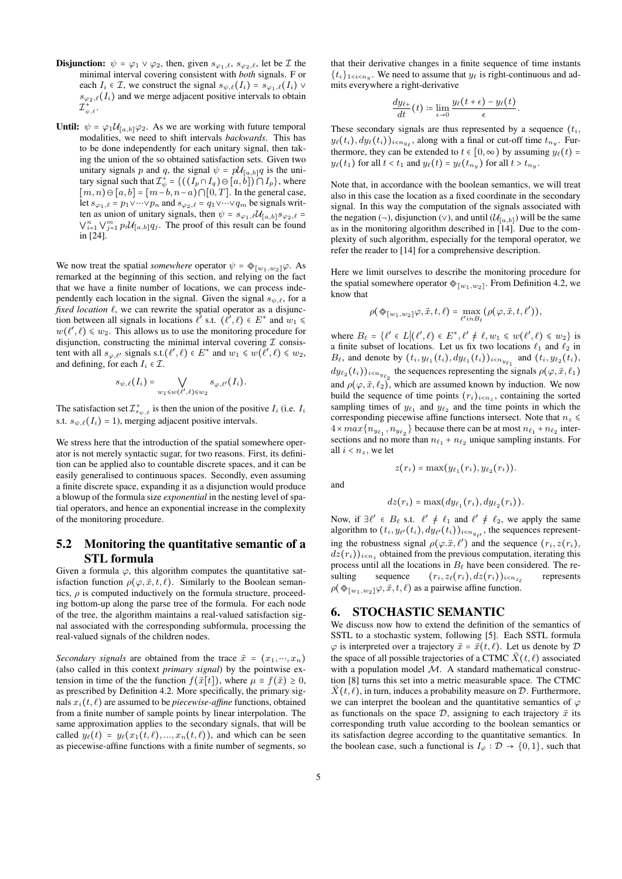- **Disjunction:** $\psi = \varphi_1 \vee \varphi_2$, then, given $s_{\varphi_1,\ell}$, $s_{\varphi_2,\ell}$, let be $\mathcal{I}$ the minimal interval covering consistent with *both* signals. F or each $I_i \in \mathcal{I}$, we construct the signal $s_{\psi,\ell}(I_i) = s_{\varphi_1,\ell}(I_i) \vee s_{\varphi_2,\ell}(I_i)$ and we merge adjacent positive intervals to obtain $\mathcal{I}^+_{\psi,\ell}$.

- **Until:** $\psi = \varphi_1 \mathcal{U}_{[a,b]} \varphi_2$. As we are working with future temporal modalities, we need to shift intervals *backwards*. This has to be done independently for each unitary signal, then taking the union of the so obtained satisfaction sets. Given two unitary signals $p$ and $q$, the signal $\psi = p\mathcal{U}_{[a,b]}q$ is the unitary signal such that $\mathcal{I}^+_\psi = \{((I_p \cap I_q) \ominus [a,b]) \cap I_p\}$, where $[m,n) \ominus [a,b] = [m-b, n-a) \cap [0,T]$. In the general case, let $s_{\varphi_1,\ell} = p_1 \vee \cdots \vee p_n$ and $s_{\varphi_2,\ell} = q_1 \vee \cdots \vee q_m$ be signals written as union of unitary signals, then $\psi = s_{\varphi_1,\ell}\mathcal{U}_{[a,b]}s_{\varphi_2,\ell} = \bigvee_{i=1}^{n} \bigvee_{j=1}^{m} p_i \mathcal{U}_{[a,b]} q_j$. The proof of this result can be found in [24].

We now treat the spatial *somewhere* operator $\psi = \diamondsuit_{[w_1,w_2]}\varphi$. As remarked at the beginning of this section, and relying on the fact that we have a finite number of locations, we can process independently each location in the signal. Given the signal $s_{\psi,\ell}$, for a *fixed location* $\ell$, we can rewrite the spatial operator as a disjunction between all signals in locations $\ell'$ s.t. $(\ell',\ell) \in E^*$ and $w_1 \leqslant w(\ell',\ell) \leqslant w_2$. This allows us to use the monitoring procedure for disjunction, constructing the minimal interval covering $\mathcal{I}$ consistent with all $s_{\varphi,\ell'}$ signals s.t.$(\ell',\ell) \in E^*$ and $w_1 \leqslant w(\ell',\ell) \leqslant w_2$, and defining, for each $I_i \in \mathcal{I}$.

$$s_{\psi,\ell}(I_i) = \bigvee_{w_1 \leqslant w(\ell',\ell) \leqslant w_2} s_{\varphi,\ell'}(I_i).$$

The satisfaction set $\mathcal{I}^+_{s_{\psi,\ell}}$ is then the union of the positive $I_i$ (i.e. $I_i$ s.t. $s_{\psi,\ell}(I_i) = 1$), merging adjacent positive intervals.

We stress here that the introduction of the spatial somewhere operator is not merely syntactic sugar, for two reasons. First, its definition can be applied also to countable discrete spaces, and it can be easily generalised to continuous spaces. Secondly, even assuming a finite discrete space, expanding it as a disjunction would produce a blowup of the formula size *exponential* in the nesting level of spatial operators, and hence an exponential increase in the complexity of the monitoring procedure.

## 5.2 Monitoring the quantitative semantic of a STL formula

Given a formula $\varphi$, this algorithm computes the quantitative satisfaction function $\rho(\varphi, \vec{x}, t, \ell)$. Similarly to the Boolean semantics, $\rho$ is computed inductively on the formula structure, proceeding bottom-up along the parse tree of the formula. For each node of the tree, the algorithm maintains a real-valued satisfaction signal associated with the corresponding subformula, processing the real-valued signals of the children nodes.

*Secondary signals* are obtained from the trace $\vec{x} = (x_1, \cdots, x_n)$ (also called in this context *primary signal*) by the pointwise extension in time of the the function $f(\vec{x}[t])$, where $\mu \equiv f(\vec{x}) \geq 0$, as prescribed by Definition 4.2. More specifically, the primary signals $x_i(t,\ell)$ are assumed to be *piecewise-affine* functions, obtained from a finite number of sample points by linear interpolation. The same approximation applies to the secondary signals, that will be called $y_\ell(t) = y_\ell(x_1(t,\ell), ..., x_n(t,\ell))$, and which can be seen as piecewise-affine functions with a finite number of segments, so that their derivative changes in a finite sequence of time instants $\{t_i\}_{1<i<n_y}$. We need to assume that $y_\ell$ is right-continuous and admits everywhere a right-derivative

$$\frac{dy_{\ell+}}{dt}(t) \coloneqq \lim_{\epsilon \to 0} \frac{y_\ell(t+\epsilon) - y_\ell(t)}{\epsilon}.$$

These secondary signals are thus represented by a sequence $(t_i, y_\ell(t_i), dy_\ell(t_i))_{i<n_{y_\ell}}$, along with a final or cut-off time $t_{n_y}$. Furthermore, they can be extended to $t \in [0,\infty)$ by assuming $y_\ell(t) = y_\ell(t_1)$ for all $t < t_1$ and $y_\ell(t) = y_\ell(t_{n_y})$ for all $t > t_{n_y}$.

Note that, in accordance with the boolean semantics, we will treat also in this case the location as a fixed coordinate in the secondary signal. In this way the computation of the signals associated with the negation ($\neg$), disjunction ($\vee$), and until ($\mathcal{U}_{[a,b]}$) will be the same as in the monitoring algorithm described in [14]. Due to the complexity of such algorithm, especially for the temporal operator, we refer the reader to [14] for a comprehensive description.

Here we limit ourselves to describe the monitoring procedure for the spatial somewhere operator $\diamondsuit_{[w_1,w_2]}$. From Definition 4.2, we know that

$$\rho(\diamondsuit_{[w_1,w_2]}\varphi, \vec{x}, t, \ell) = \max_{\ell' in B_\ell} (\rho(\varphi, \vec{x}, t, \ell')),$$

where $B_\ell = \{\ell' \in L | (\ell',\ell) \in E^*, \ell' \neq \ell, w_1 \leqslant w(\ell',\ell) \leqslant w_2\}$ is a finite subset of locations. Let us fix two locations $\ell_1$ and $\ell_2$ in $B_\ell$, and denote by $(t_i, y_{\ell_1}(t_i), dy_{\ell_1}(t_i))_{i<n_{y_{\ell_1}}}$ and $(t_i, y_{\ell_2}(t_i), dy_{\ell_2}(t_i))_{i<n_{y_{\ell_2}}}$ the sequences representing the signals $\rho(\varphi, \vec{x}, \ell_1)$ and $\rho(\varphi, \vec{x}, \ell_2)$, which are assumed known by induction. We now build the sequence of time points $(r_i)_{i<n_z}$, containing the sorted sampling times of $y_{\ell_1}$ and $y_{\ell_2}$ and the time points in which the corresponding piecewise affine functions intersect. Note that $n_z \leqslant 4 \times max\{n_{y_{\ell_1}}, n_{y_{\ell_2}}\}$ because there can be at most $n_{\ell_1} + n_{\ell_2}$ intersections and no more than $n_{\ell_1} + n_{\ell_2}$ unique sampling instants. For all $i < n_z$, we let

$$z(r_i) = \max(y_{\ell_1}(r_i), y_{\ell_2}(r_i)).$$

and

$$dz(r_i) = \max(dy_{\ell_1}(r_i), dy_{\ell_2}(r_i)).$$

Now, if $\exists \ell' \in B_\ell$ s.t. $\ell' \neq \ell_1$ and $\ell' \neq \ell_2$, we apply the same algorithm to $(t_i, y_{\ell'}(t_i), dy_{\ell'}(t_i))_{i<n_{y_{\ell'}}}$, the sequences representing the robustness signal $\rho(\varphi.\vec{x}, \ell')$ and the sequence $(r_i, z(r_i), dz(r_i))_{i<n_z}$ obtained from the previous computation, iterating this process until all the locations in $B_\ell$ have been considered. The resulting sequence $(r_i, z_\ell(r_i), dz(r_i))_{i<n_{z_\ell}}$ represents $\rho(\diamondsuit_{[w_1,w_2]}\varphi, \vec{x}, t, \ell)$ as a pairwise affine function.

# 6. STOCHASTIC SEMANTIC

We discuss now how to extend the definition of the semantics of SSTL to a stochastic system, following [5]. Each SSTL formula $\varphi$ is interpreted over a trajectory $\vec{x} = \vec{x}(t,\ell)$. Let us denote by $\mathcal{D}$ the space of all possible trajectories of a CTMC $\vec{X}(t,\ell)$ associated with a population model $\mathcal{M}$. A standard mathematical construction [8] turns this set into a metric measurable space. The CTMC $\vec{X}(t,\ell)$, in turn, induces a probability measure on $\mathcal{D}$. Furthermore, we can interpret the boolean and the quantitative semantics of $\varphi$ as functionals on the space $\mathcal{D}$, assigning to each trajectory $\vec{x}$ its corresponding truth value according to the boolean semantics or its satisfaction degree according to the quantitative semantics. In the boolean case, such a functional is $I_\varphi : \mathcal{D} \to \{0,1\}$, such that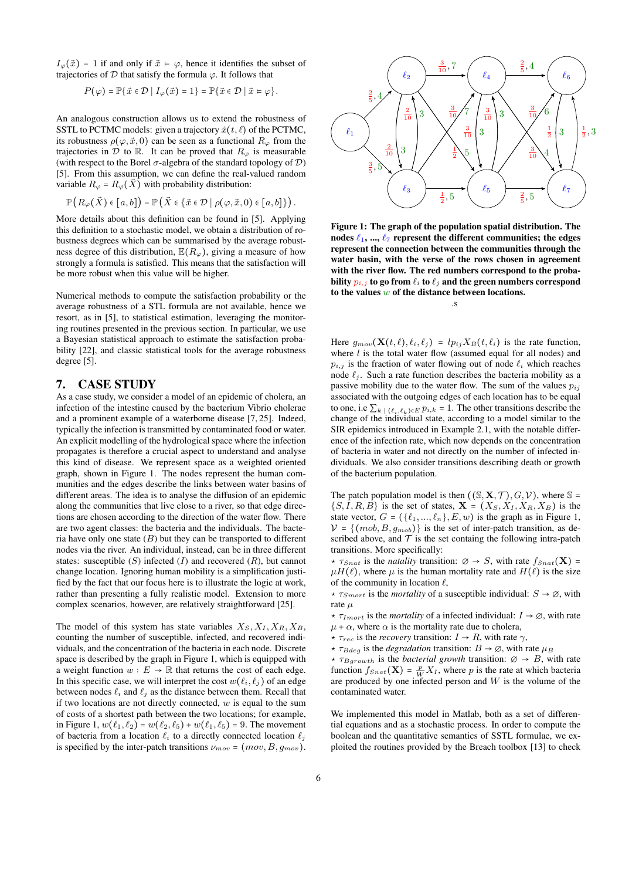$I_\varphi(\vec{x}) = 1$ if and only if $\vec{x} \models \varphi$, hence it identifies the subset of trajectories of $\mathcal{D}$ that satisfy the formula $\varphi$. It follows that

$$P(\varphi) = \mathbb{P}\{\vec{x} \in \mathcal{D} \mid I_\varphi(\vec{x}) = 1\} = \mathbb{P}\{\vec{x} \in \mathcal{D} \mid \vec{x} \models \varphi\}.$$

An analogous construction allows us to extend the robustness of SSTL to PCTMC models: given a trajectory $\vec{x}(t,\ell)$ of the PCTMC, its robustness $\rho(\varphi, \vec{x}, 0)$ can be seen as a functional $R_\varphi$ from the trajectories in $\mathcal{D}$ to $\mathbb{R}$. It can be proved that $R_\varphi$ is measurable (with respect to the Borel $\sigma$-algebra of the standard topology of $\mathcal{D}$) [5]. From this assumption, we can define the real-valued random variable $R_\varphi = R_\varphi(\vec{X})$ with probability distribution:

$$\mathbb{P}\left(R_\varphi(\vec{X}) \in [a,b]\right) = \mathbb{P}\left(\vec{X} \in \{\vec{x} \in \mathcal{D} \mid \rho(\varphi, \vec{x}, 0) \in [a,b]\}\right).$$

More details about this definition can be found in [5]. Applying this definition to a stochastic model, we obtain a distribution of robustness degrees which can be summarised by the average robustness degree of this distribution, $\mathbb{E}(R_\varphi)$, giving a measure of how strongly a formula is satisfied. This means that the satisfaction will be more robust when this value will be higher.

Numerical methods to compute the satisfaction probability or the average robustness of a STL formula are not available, hence we resort, as in [5], to statistical estimation, leveraging the monitoring routines presented in the previous section. In particular, we use a Bayesian statistical approach to estimate the satisfaction probability [22], and classic statistical tools for the average robustness degree [5].

## 7. CASE STUDY

As a case study, we consider a model of an epidemic of cholera, an infection of the intestine caused by the bacterium Vibrio cholerae and a prominent example of a waterborne disease [7, 25]. Indeed, typically the infection is transmitted by contaminated food or water. An explicit modelling of the hydrological space where the infection propagates is therefore a crucial aspect to understand and analyse this kind of disease. We represent space as a weighted oriented graph, shown in Figure 1. The nodes represent the human communities and the edges describe the links between water basins of different areas. The idea is to analyse the diffusion of an epidemic along the communities that live close to a river, so that edge directions are chosen according to the direction of the water flow. There are two agent classes: the bacteria and the individuals. The bacteria have only one state ($B$) but they can be transported to different nodes via the river. An individual, instead, can be in three different states: susceptible ($S$) infected ($I$) and recovered ($R$), but cannot change location. Ignoring human mobility is a simplification justified by the fact that our focus here is to illustrate the logic at work, rather than presenting a fully realistic model. Extension to more complex scenarios, however, are relatively straightforward [25].

The model of this system has state variables $X_S, X_I, X_R, X_B$, counting the number of susceptible, infected, and recovered individuals, and the concentration of the bacteria in each node. Discrete space is described by the graph in Figure 1, which is equipped with a weight function $w : E \to \mathbb{R}$ that returns the cost of each edge. In this specific case, we will interpret the cost $w(\ell_i, \ell_j)$ of an edge between nodes $\ell_i$ and $\ell_j$ as the distance between them. Recall that if two locations are not directly connected, $w$ is equal to the sum of costs of a shortest path between the two locations; for example, in Figure 1, $w(\ell_1, \ell_2) = w(\ell_2, \ell_5) + w(\ell_1, \ell_5) = 9$. The movement of bacteria from a location $\ell_i$ to a directly connected location $\ell_j$ is specified by the inter-patch transitions $\nu_{mov} = (mov, B, g_{mov})$.

**Figure 1: The graph of the population spatial distribution. The nodes $\ell_1$, ..., $\ell_7$ represent the different communities; the edges represent the connection between the communities through the water basin, with the verse of the rows chosen in agreement with the river flow. The red numbers correspond to the probability $p_{i,j}$ to go from $\ell_i$ to $\ell_j$ and the green numbers correspond to the values $w$ of the distance between locations.**

.s

Here $g_{mov}(\mathbf{X}(t,\ell), \ell_i, \ell_j) = l p_{ij} X_B(t, \ell_i)$ is the rate function, where $l$ is the total water flow (assumed equal for all nodes) and $p_{i,j}$ is the fraction of water flowing out of node $\ell_i$ which reaches node $\ell_j$. Such a rate function describes the bacteria mobility as a passive mobility due to the water flow. The sum of the values $p_{ij}$ associated with the outgoing edges of each location has to be equal to one, i.e $\sum_{k \mid (\ell_i, \ell_k) \in E} p_{i,k} = 1$. The other transitions describe the change of the individual state, according to a model similar to the SIR epidemics introduced in Example 2.1, with the notable difference of the infection rate, which now depends on the concentration of bacteria in water and not directly on the number of infected individuals. We also consider transitions describing death or growth of the bacterium population.

The patch population model is then $((\mathbb{S}, \mathbf{X}, \mathcal{T}), G, \mathcal{V})$, where $\mathbb{S} = \{S, I, R, B\}$ is the set of states, $\mathbf{X} = (X_S, X_I, X_R, X_B)$ is the state vector, $G = (\{\ell_1, ..., \ell_n\}, E, w)$ is the graph as in Figure 1, $\mathcal{V} = \{(mob, B, g_{mob})\}$ is the set of inter-patch transition, as described above, and $\mathcal{T}$ is the set containg the following intra-patch transitions. More specifically:

- $\tau_{Snat}$ is the *natality* transition: $\varnothing \to S$, with rate $f_{Snat}(\mathbf{X}) = \mu H(\ell)$, where $\mu$ is the human mortality rate and $H(\ell)$ is the size of the community in location $\ell$,
- $\tau_{Smort}$ is the *mortality* of a susceptible individual: $S \to \varnothing$, with rate $\mu$
- $\tau_{Imort}$ is the *mortality* of a infected individual: $I \to \varnothing$, with rate $\mu + \alpha$, where $\alpha$ is the mortality rate due to cholera,
- $\tau_{rec}$ is the *recovery* transition: $I \to R$, with rate $\gamma$,
- $\tau_{Bdeg}$ is the *degradation* transition: $B \to \varnothing$, with rate $\mu_B$
- $\tau_{Bgrowth}$ is the *bacterial growth* transition: $\varnothing \to B$, with rate function $f_{Snat}(\mathbf{X}) = \frac{p}{W} X_I$, where $p$ is the rate at which bacteria are produced by one infected person and $W$ is the volume of the contaminated water.

We implemented this model in Matlab, both as a set of differential equations and as a stochastic process. In order to compute the boolean and the quantitative semantics of SSTL formulae, we exploited the routines provided by the Breach toolbox [13] to check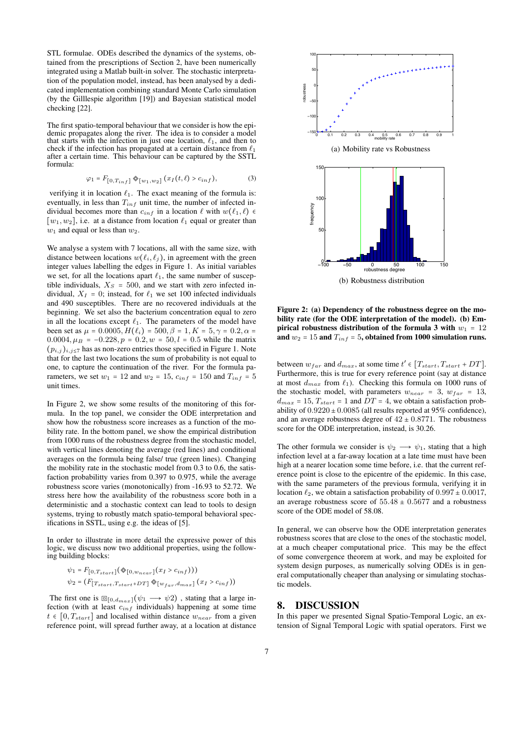STL formulae. ODEs described the dynamics of the systems, obtained from the prescriptions of Section 2, have been numerically integrated using a Matlab built-in solver. The stochastic interpretation of the population model, instead, has been analysed by a dedicated implementation combining standard Monte Carlo simulation (by the Gilllespie algorithm [19]) and Bayesian statistical model checking [22].

The first spatio-temporal behaviour that we consider is how the epidemic propagates along the river. The idea is to consider a model that starts with the infection in just one location, $\ell_1$, and then to check if the infection has propagated at a certain distance from $\ell_1$ after a certain time. This behaviour can be captured by the SSTL formula:

$$\varphi_1 = F_{[0,T_{inf}]} \diamondsuit_{[w_1,w_2]} (x_I(t,\ell) > c_{inf}), \tag{3}$$

verifying it in location $\ell_1$. The exact meaning of the formula is: eventually, in less than $T_{inf}$ unit time, the number of infected individual becomes more than $c_{inf}$ in a location $\ell$ with $w(\ell_1,\ell) \in [w_1,w_2]$, i.e. at a distance from location $\ell_1$ equal or greater than $w_1$ and equal or less than $w_2$.

We analyse a system with 7 locations, all with the same size, with distance between locations $w(\ell_i,\ell_j)$, in agreement with the green integer values labelling the edges in Figure 1. As initial variables we set, for all the locations apart $\ell_1$, the same number of susceptible individuals, $X_S = 500$, and we start with zero infected individual, $X_I = 0$; instead, for $\ell_1$ we set 100 infected individuals and 490 susceptibles. There are no recovered individuals at the beginning. We set also the bacterium concentration equal to zero in all the locations except $\ell_1$. The parameters of the model have been set as $\mu = 0.0005, H(\ell_i) = 500, \beta = 1, K = 5, \gamma = 0.2, \alpha = 0.0004, \mu_B = -0.228, p = 0.2, w = 50, l = 0.5$ while the matrix $(p_{i,j})_{i,j\leq 7}$ has as non-zero entries those specified in Figure 1. Note that for the last two locations the sum of probability is not equal to one, to capture the continuation of the river. For the formula parameters, we set $w_1 = 12$ and $w_2 = 15$, $c_{inf} = 150$ and $T_{inf} = 5$ unit times.

In Figure 2, we show some results of the monitoring of this formula. In the top panel, we consider the ODE interpretation and show how the robustness score increases as a function of the mobility rate. In the bottom panel, we show the empirical distribution from 1000 runs of the robustness degree from the stochastic model, with vertical lines denoting the average (red lines) and conditional averages on the formula being false/ true (green lines). Changing the mobility rate in the stochastic model from 0.3 to 0.6, the satisfaction probabilitty varies from 0.397 to 0.975, while the average robustness score varies (monotonically) from -16.93 to 52.72. We stress here how the availability of the robustness score both in a deterministic and a stochastic context can lead to tools to design systems, trying to robustly match spatio-temporal behavioral specifications in SSTL, using e.g. the ideas of [5].

In order to illustrate in more detail the expressive power of this logic, we discuss now two additional properties, using the following building blocks:

$$\psi_1 = F_{[0,T_{start}]}(\diamondsuit_{[0,w_{near}]}(x_I > c_{inf})))$$
$$\psi_2 = (F_{[T_{start},T_{start}+DT]} \diamondsuit_{[w_{far},d_{max}]} (x_I > c_{inf}))$$

The first one is $\boxdot_{[0,d_{max}]}(\psi_1 \longrightarrow \psi 2)$ , stating that a large infection (with at least $c_{inf}$ individuals) happening at some time $t \in [0,T_{start}]$ and localised within distance $w_{near}$ from a given reference point, will spread further away, at a location at distance between $w_{far}$ and $d_{max}$, at some time $t' \in [T_{start},T_{start}+DT]$. Furthermore, this is true for every reference point (say at distance at most $d_{max}$ from $\ell_1$). Checking this formula on 1000 runs of the stochastic model, with parameters $w_{near} = 3$, $w_{far} = 13$, $d_{max} = 15$, $T_{start} = 1$ and $DT = 4$, we obtain a satisfaction probability of $0.9220 \pm 0.0085$ (all results reported at 95% confidence), and an average robustness degree of $42 \pm 0.8771$. The robustness score for the ODE interpretation, instead, is 30.26.

(a) Mobility rate vs Robustness

(b) Robustness distribution

**Figure 2: (a) Dependency of the robustness degree on the mobility rate (for the ODE interpretation of the model). (b) Empirical robustness distribution of the formula 3 with $w_1 = 12$ and $w_2 = 15$ and $T_{inf} = 5$, obtained from 1000 simulation runs.**

The other formula we consider is $\psi_2 \longrightarrow \psi_1$, stating that a high infection level at a far-away location at a late time must have been high at a nearer location some time before, i.e. that the current reference point is close to the epicentre of the epidemic. In this case, with the same parameters of the previous formula, verifying it in location $\ell_2$, we obtain a satisfaction probability of $0.997 \pm 0.0017$, an average robustness score of $55.48 \pm 0.5677$ and a robustness score of the ODE model of 58.08.

In general, we can observe how the ODE interpretation generates robustness scores that are close to the ones of the stochastic model, at a much cheaper computational price. This may be the effect of some convergence theorem at work, and may be exploited for system design purposes, as numerically solving ODEs is in general computationally cheaper than analysing or simulating stochastic models.

## 8. DISCUSSION

In this paper we presented Signal Spatio-Temporal Logic, an extension of Signal Temporal Logic with spatial operators. First we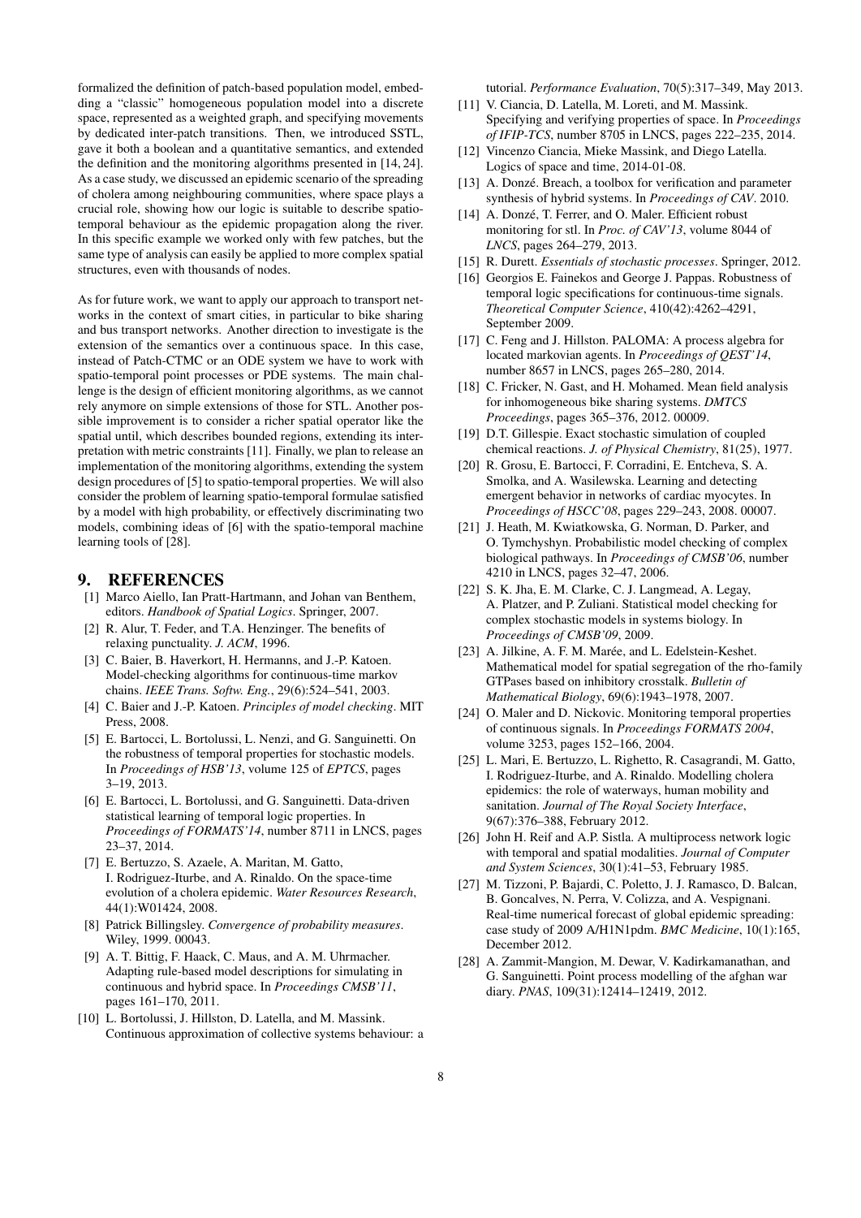formalized the definition of patch-based population model, embedding a "classic" homogeneous population model into a discrete space, represented as a weighted graph, and specifying movements by dedicated inter-patch transitions. Then, we introduced SSTL, gave it both a boolean and a quantitative semantics, and extended the definition and the monitoring algorithms presented in [14, 24]. As a case study, we discussed an epidemic scenario of the spreading of cholera among neighbouring communities, where space plays a crucial role, showing how our logic is suitable to describe spatio-temporal behaviour as the epidemic propagation along the river. In this specific example we worked only with few patches, but the same type of analysis can easily be applied to more complex spatial structures, even with thousands of nodes.

As for future work, we want to apply our approach to transport networks in the context of smart cities, in particular to bike sharing and bus transport networks. Another direction to investigate is the extension of the semantics over a continuous space. In this case, instead of Patch-CTMC or an ODE system we have to work with spatio-temporal point processes or PDE systems. The main challenge is the design of efficient monitoring algorithms, as we cannot rely anymore on simple extensions of those for STL. Another possible improvement is to consider a richer spatial operator like the spatial until, which describes bounded regions, extending its interpretation with metric constraints [11]. Finally, we plan to release an implementation of the monitoring algorithms, extending the system design procedures of [5] to spatio-temporal properties. We will also consider the problem of learning spatio-temporal formulae satisfied by a model with high probability, or effectively discriminating two models, combining ideas of [6] with the spatio-temporal machine learning tools of [28].

## 9. REFERENCES

[1] Marco Aiello, Ian Pratt-Hartmann, and Johan van Benthem, editors. *Handbook of Spatial Logics*. Springer, 2007.

[2] R. Alur, T. Feder, and T.A. Henzinger. The benefits of relaxing punctuality. *J. ACM*, 1996.

[3] C. Baier, B. Haverkort, H. Hermanns, and J.-P. Katoen. Model-checking algorithms for continuous-time markov chains. *IEEE Trans. Softw. Eng.*, 29(6):524–541, 2003.

[4] C. Baier and J.-P. Katoen. *Principles of model checking*. MIT Press, 2008.

[5] E. Bartocci, L. Bortolussi, L. Nenzi, and G. Sanguinetti. On the robustness of temporal properties for stochastic models. In *Proceedings of HSB'13*, volume 125 of *EPTCS*, pages 3–19, 2013.

[6] E. Bartocci, L. Bortolussi, and G. Sanguinetti. Data-driven statistical learning of temporal logic properties. In *Proceedings of FORMATS'14*, number 8711 in LNCS, pages 23–37, 2014.

[7] E. Bertuzzo, S. Azaele, A. Maritan, M. Gatto, I. Rodriguez-Iturbe, and A. Rinaldo. On the space-time evolution of a cholera epidemic. *Water Resources Research*, 44(1):W01424, 2008.

[8] Patrick Billingsley. *Convergence of probability measures*. Wiley, 1999. 00043.

[9] A. T. Bittig, F. Haack, C. Maus, and A. M. Uhrmacher. Adapting rule-based model descriptions for simulating in continuous and hybrid space. In *Proceedings CMSB'11*, pages 161–170, 2011.

[10] L. Bortolussi, J. Hillston, D. Latella, and M. Massink. Continuous approximation of collective systems behaviour: a tutorial. *Performance Evaluation*, 70(5):317–349, May 2013.

[11] V. Ciancia, D. Latella, M. Loreti, and M. Massink. Specifying and verifying properties of space. In *Proceedings of IFIP-TCS*, number 8705 in LNCS, pages 222–235, 2014.

[12] Vincenzo Ciancia, Mieke Massink, and Diego Latella. Logics of space and time, 2014-01-08.

[13] A. Donzé. Breach, a toolbox for verification and parameter synthesis of hybrid systems. In *Proceedings of CAV*. 2010.

[14] A. Donzé, T. Ferrer, and O. Maler. Efficient robust monitoring for stl. In *Proc. of CAV'13*, volume 8044 of *LNCS*, pages 264–279, 2013.

[15] R. Durett. *Essentials of stochastic processes*. Springer, 2012.

[16] Georgios E. Fainekos and George J. Pappas. Robustness of temporal logic specifications for continuous-time signals. *Theoretical Computer Science*, 410(42):4262–4291, September 2009.

[17] C. Feng and J. Hillston. PALOMA: A process algebra for located markovian agents. In *Proceedings of QEST'14*, number 8657 in LNCS, pages 265–280, 2014.

[18] C. Fricker, N. Gast, and H. Mohamed. Mean field analysis for inhomogeneous bike sharing systems. *DMTCS Proceedings*, pages 365–376, 2012. 00009.

[19] D.T. Gillespie. Exact stochastic simulation of coupled chemical reactions. *J. of Physical Chemistry*, 81(25), 1977.

[20] R. Grosu, E. Bartocci, F. Corradini, E. Entcheva, S. A. Smolka, and A. Wasilewska. Learning and detecting emergent behavior in networks of cardiac myocytes. In *Proceedings of HSCC'08*, pages 229–243, 2008. 00007.

[21] J. Heath, M. Kwiatkowska, G. Norman, D. Parker, and O. Tymchyshyn. Probabilistic model checking of complex biological pathways. In *Proceedings of CMSB'06*, number 4210 in LNCS, pages 32–47, 2006.

[22] S. K. Jha, E. M. Clarke, C. J. Langmead, A. Legay, A. Platzer, and P. Zuliani. Statistical model checking for complex stochastic models in systems biology. In *Proceedings of CMSB'09*, 2009.

[23] A. Jilkine, A. F. M. Marée, and L. Edelstein-Keshet. Mathematical model for spatial segregation of the rho-family GTPases based on inhibitory crosstalk. *Bulletin of Mathematical Biology*, 69(6):1943–1978, 2007.

[24] O. Maler and D. Nickovic. Monitoring temporal properties of continuous signals. In *Proceedings FORMATS 2004*, volume 3253, pages 152–166, 2004.

[25] L. Mari, E. Bertuzzo, L. Righetto, R. Casagrandi, M. Gatto, I. Rodriguez-Iturbe, and A. Rinaldo. Modelling cholera epidemics: the role of waterways, human mobility and sanitation. *Journal of The Royal Society Interface*, 9(67):376–388, February 2012.

[26] John H. Reif and A.P. Sistla. A multiprocess network logic with temporal and spatial modalities. *Journal of Computer and System Sciences*, 30(1):41–53, February 1985.

[27] M. Tizzoni, P. Bajardi, C. Poletto, J. J. Ramasco, D. Balcan, B. Goncalves, N. Perra, V. Colizza, and A. Vespignani. Real-time numerical forecast of global epidemic spreading: case study of 2009 A/H1N1pdm. *BMC Medicine*, 10(1):165, December 2012.

[28] A. Zammit-Mangion, M. Dewar, V. Kadirkamanathan, and G. Sanguinetti. Point process modelling of the afghan war diary. *PNAS*, 109(31):12414–12419, 2012.